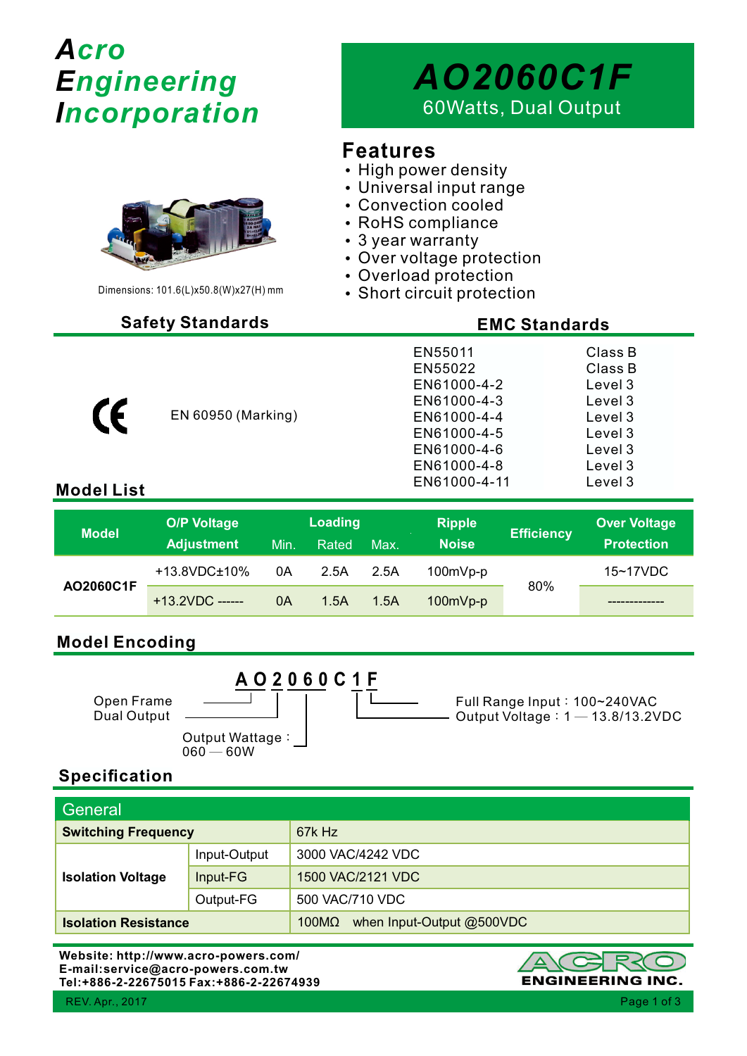# Acro Engineering Incorporation

# AO2060C1F

60Watts, Dual Output

## Features

- High power density
- Universal input range
- Convection cooled
- RoHS compliance
- 3 year warranty
- Over voltage protection
- Overload protection
- Short circuit protection

Dimensions: 101.6(L)x50.8(W)x27(H) mm

## Safety Standards

CE EN 60950 (Marking)

## EMC Standards

| Standard | Level |
|---|---|
| EN55011 | Class B |
| EN55022 | Class B |
| EN61000-4-2 | Level 3 |
| EN61000-4-3 | Level 3 |
| EN61000-4-4 | Level 3 |
| EN61000-4-5 | Level 3 |
| EN61000-4-6 | Level 3 |
| EN61000-4-8 | Level 3 |
| EN61000-4-11 | Level 3 |

## Model List

| Model | O/P Voltage Adjustment | Loading | | | Ripple Noise | Efficiency | Over Voltage Protection |
|---|---|---|---|---|---|---|---|
| | | Min. | Rated | Max. | | | |
| AO2060C1F | +13.8VDC±10% | 0A | 2.5A | 2.5A | 100mVp-p | 80% | 15~17VDC |
| | +13.2VDC ------ | 0A | 1.5A | 1.5A | 100mVp-p | | ------------- |

## Model Encoding

**A O 2 0 6 0 C 1 F**

- AO — Open Frame
- C — Dual Output
- 060 — Output Wattage：060 — 60W
- 1 — Output Voltage：1 — 13.8/13.2VDC
- F — Full Range Input：100~240VAC

## Specification

| General | | |
|---|---|---|
| **Switching Frequency** | | 67k Hz |
| **Isolation Voltage** | Input-Output | 3000 VAC/4242 VDC |
| | Input-FG | 1500 VAC/2121 VDC |
| | Output-FG | 500 VAC/710 VDC |
| **Isolation Resistance** | | 100MΩ when Input-Output @500VDC |

**Website: http://www.acro-powers.com/**
**E-mail:service@acro-powers.com.tw**
**Tel:+886-2-22675015 Fax:+886-2-22674939**

ACRO ENGINEERING INC.

REV. Apr., 2017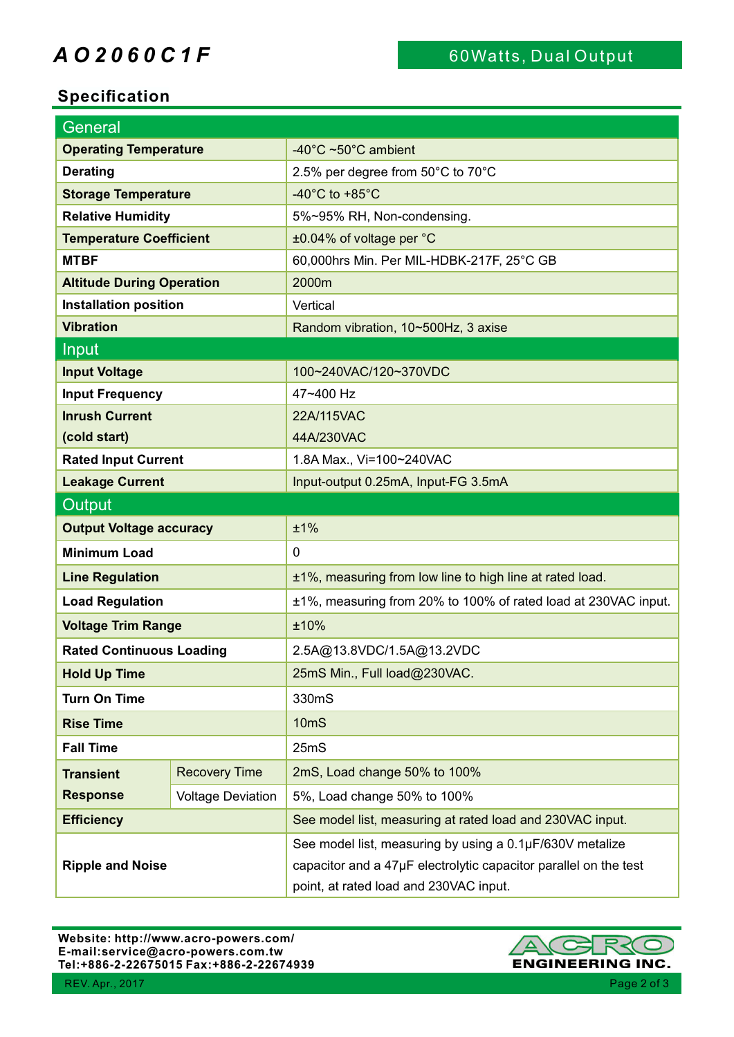# AO2060C1F

60Watts, Dual Output

## Specification

| General | | |
|---|---|---|
| **Operating Temperature** | | -40°C ~50°C ambient |
| **Derating** | | 2.5% per degree from 50°C to 70°C |
| **Storage Temperature** | | -40°C to +85°C |
| **Relative Humidity** | | 5%~95% RH, Non-condensing. |
| **Temperature Coefficient** | | ±0.04% of voltage per °C |
| **MTBF** | | 60,000hrs Min. Per MIL-HDBK-217F, 25°C GB |
| **Altitude During Operation** | | 2000m |
| **Installation position** | | Vertical |
| **Vibration** | | Random vibration, 10~500Hz, 3 axise |
| **Input** | | |
| **Input Voltage** | | 100~240VAC/120~370VDC |
| **Input Frequency** | | 47~400 Hz |
| **Inrush Current (cold start)** | | 22A/115VAC<br>44A/230VAC |
| **Rated Input Current** | | 1.8A Max., Vi=100~240VAC |
| **Leakage Current** | | Input-output 0.25mA, Input-FG 3.5mA |
| **Output** | | |
| **Output Voltage accuracy** | | ±1% |
| **Minimum Load** | | 0 |
| **Line Regulation** | | ±1%, measuring from low line to high line at rated load. |
| **Load Regulation** | | ±1%, measuring from 20% to 100% of rated load at 230VAC input. |
| **Voltage Trim Range** | | ±10% |
| **Rated Continuous Loading** | | 2.5A@13.8VDC/1.5A@13.2VDC |
| **Hold Up Time** | | 25mS Min., Full load@230VAC. |
| **Turn On Time** | | 330mS |
| **Rise Time** | | 10mS |
| **Fall Time** | | 25mS |
| **Transient Response** | Recovery Time | 2mS, Load change 50% to 100% |
| | Voltage Deviation | 5%, Load change 50% to 100% |
| **Efficiency** | | See model list, measuring at rated load and 230VAC input. |
| **Ripple and Noise** | | See model list, measuring by using a 0.1μF/630V metalize capacitor and a 47μF electrolytic capacitor parallel on the test point, at rated load and 230VAC input. |

Website: http://www.acro-powers.com/
E-mail:service@acro-powers.com.tw
Tel:+886-2-22675015 Fax:+886-2-22674939

ACRO ENGINEERING INC.

REV. Apr., 2017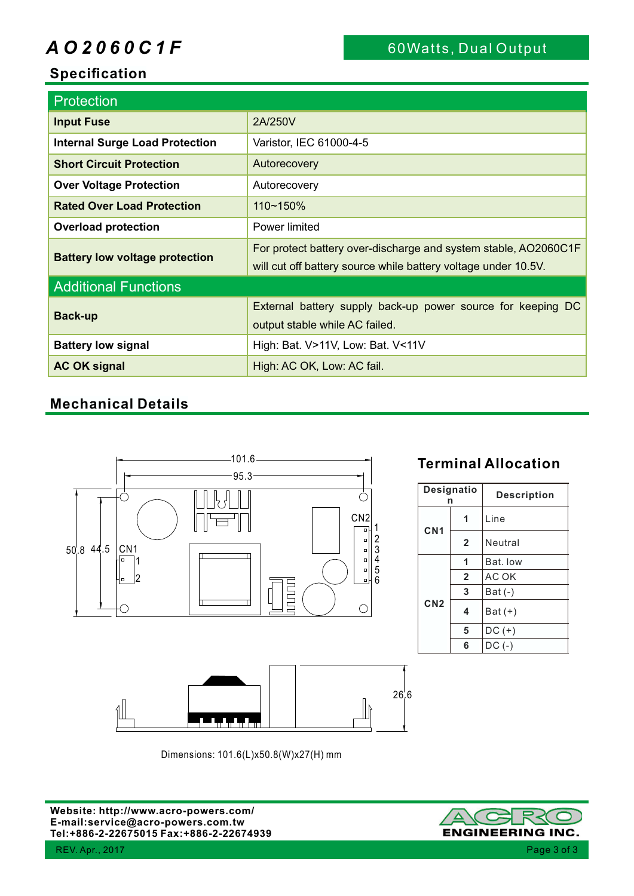# AO2060C1F

60Watts, Dual Output

## Specification

| Protection | |
|---|---|
| **Input Fuse** | 2A/250V |
| **Internal Surge Load Protection** | Varistor, IEC 61000-4-5 |
| **Short Circuit Protection** | Autorecovery |
| **Over Voltage Protection** | Autorecovery |
| **Rated Over Load Protection** | 110~150% |
| **Overload protection** | Power limited |
| **Battery low voltage protection** | For protect battery over-discharge and system stable, AO2060C1F will cut off battery source while battery voltage under 10.5V. |
| **Additional Functions** | |
| **Back-up** | External battery supply back-up power source for keeping DC output stable while AC failed. |
| **Battery low signal** | High: Bat. V>11V, Low: Bat. V<11V |
| **AC OK signal** | High: AC OK, Low: AC fail. |

## Mechanical Details

101.6
95.3
50.8
44.5
CN1
1
2
CN2
1
2
3
4
5
6
26.6

Dimensions: 101.6(L)x50.8(W)x27(H) mm

### Terminal Allocation

| Designation | | Description |
|---|---|---|
| CN1 | 1 | Line |
| | 2 | Neutral |
| CN2 | 1 | Bat. low |
| | 2 | AC OK |
| | 3 | Bat (-) |
| | 4 | Bat (+) |
| | 5 | DC (+) |
| | 6 | DC (-) |

**Website: http://www.acro-powers.com/**
**E-mail:service@acro-powers.com.tw**
**Tel:+886-2-22675015 Fax:+886-2-22674939**

ACRO ENGINEERING INC.

REV. Apr., 2017